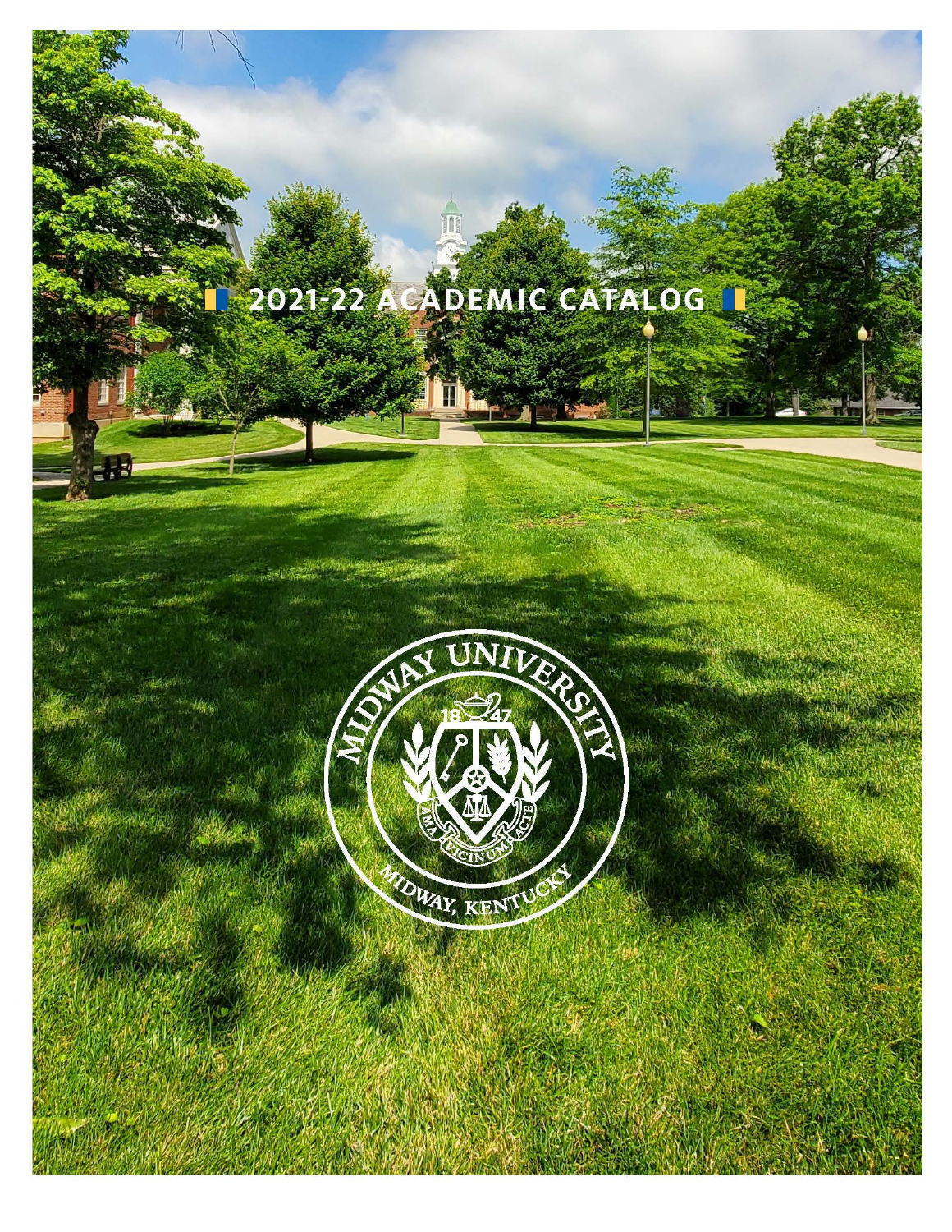# 2021-22 ACADEMIC CATALOG

MIDWAY UNIVERSITY

1847

AMA VICINUM ACTE

MIDWAY, KENTUCKY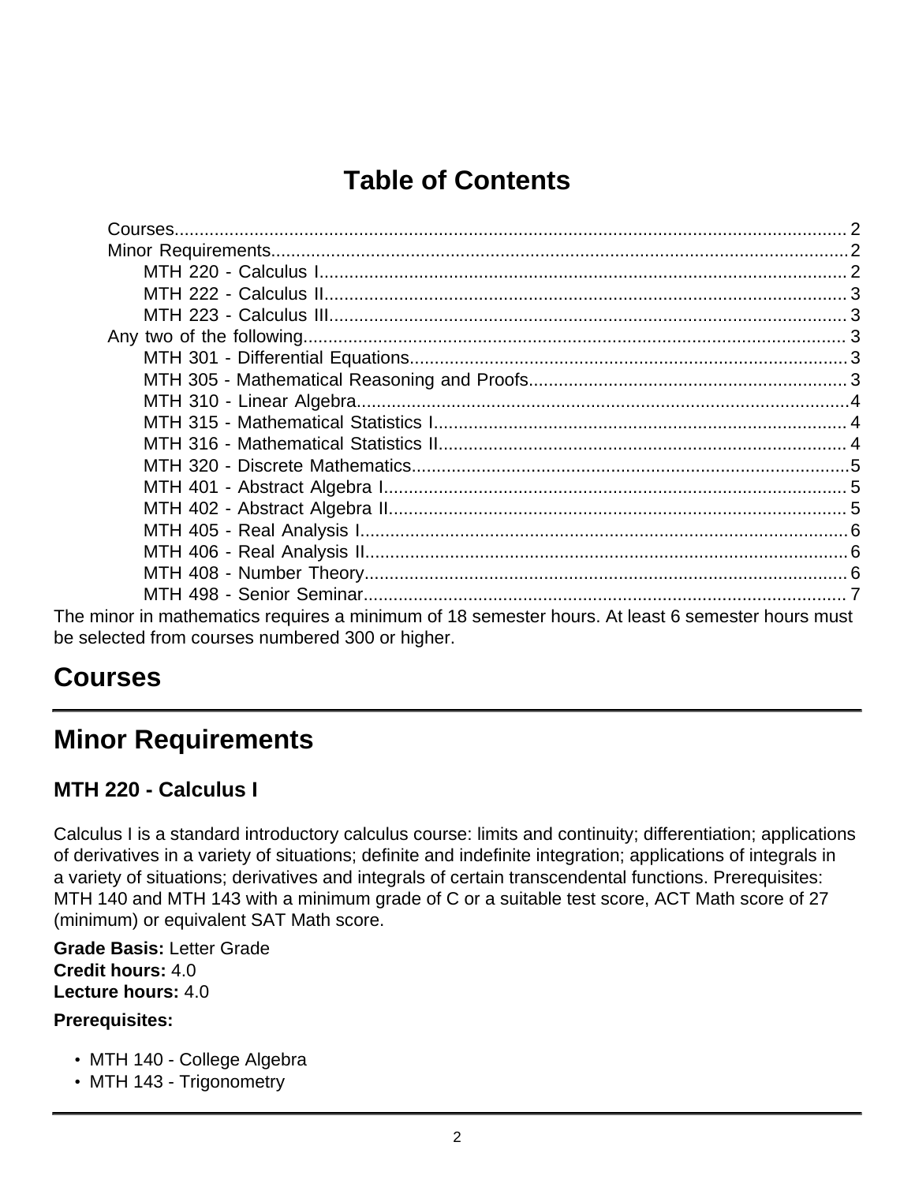# Table of Contents

- Courses........................................................................................................................ 2
- Minor Requirements..................................................................................................2
  - MTH 220 - Calculus I.......................................................................................... 2
  - MTH 222 - Calculus II......................................................................................... 3
  - MTH 223 - Calculus III........................................................................................ 3
- Any two of the following............................................................................................. 3
  - MTH 301 - Differential Equations........................................................................ 3
  - MTH 305 - Mathematical Reasoning and Proofs................................................. 3
  - MTH 310 - Linear Algebra...................................................................................4
  - MTH 315 - Mathematical Statistics I................................................................... 4
  - MTH 316 - Mathematical Statistics II.................................................................. 4
  - MTH 320 - Discrete Mathematics........................................................................5
  - MTH 401 - Abstract Algebra I............................................................................. 5
  - MTH 402 - Abstract Algebra II............................................................................ 5
  - MTH 405 - Real Analysis I..................................................................................6
  - MTH 406 - Real Analysis II.................................................................................6
  - MTH 408 - Number Theory................................................................................. 6
  - MTH 498 - Senior Seminar................................................................................. 7

The minor in mathematics requires a minimum of 18 semester hours. At least 6 semester hours must be selected from courses numbered 300 or higher.

# Courses

# Minor Requirements

## MTH 220 - Calculus I

Calculus I is a standard introductory calculus course: limits and continuity; differentiation; applications of derivatives in a variety of situations; definite and indefinite integration; applications of integrals in a variety of situations; derivatives and integrals of certain transcendental functions. Prerequisites: MTH 140 and MTH 143 with a minimum grade of C or a suitable test score, ACT Math score of 27 (minimum) or equivalent SAT Math score.

**Grade Basis:** Letter Grade
**Credit hours:** 4.0
**Lecture hours:** 4.0

**Prerequisites:**

- MTH 140 - College Algebra
- MTH 143 - Trigonometry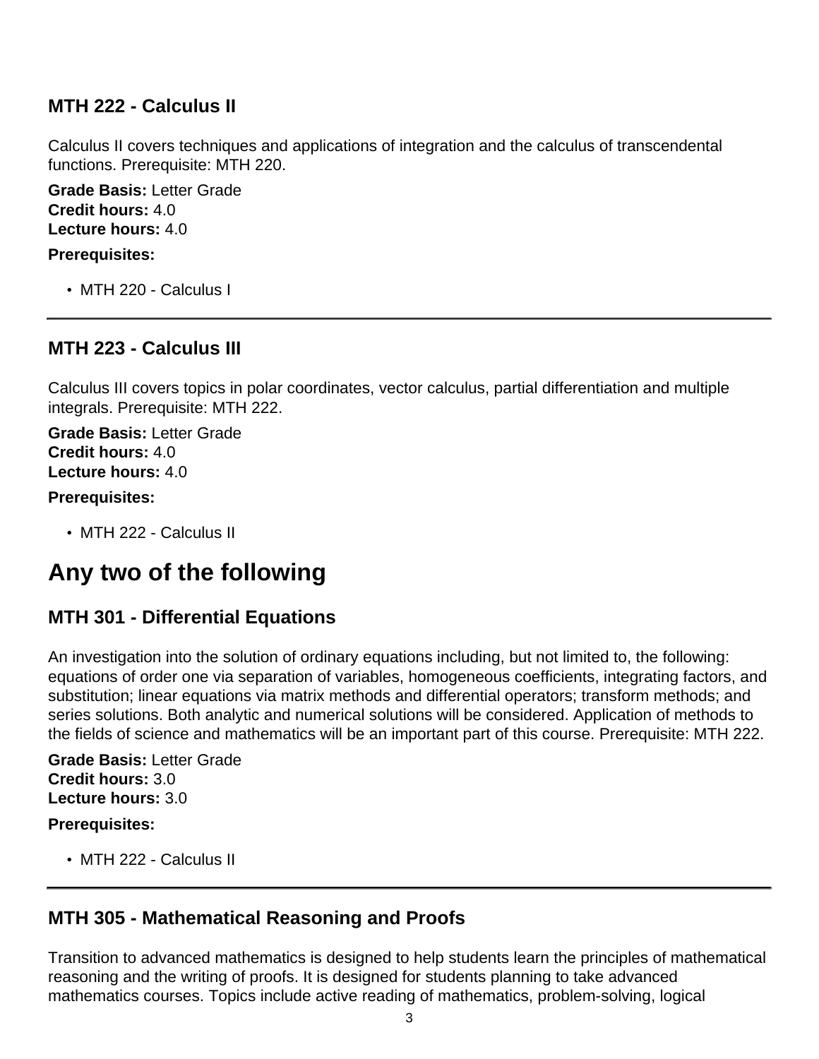### MTH 222 - Calculus II

Calculus II covers techniques and applications of integration and the calculus of transcendental functions. Prerequisite: MTH 220.

**Grade Basis:** Letter Grade
**Credit hours:** 4.0
**Lecture hours:** 4.0

**Prerequisites:**

- MTH 220 - Calculus I

---

### MTH 223 - Calculus III

Calculus III covers topics in polar coordinates, vector calculus, partial differentiation and multiple integrals. Prerequisite: MTH 222.

**Grade Basis:** Letter Grade
**Credit hours:** 4.0
**Lecture hours:** 4.0

**Prerequisites:**

- MTH 222 - Calculus II

## Any two of the following

### MTH 301 - Differential Equations

An investigation into the solution of ordinary equations including, but not limited to, the following: equations of order one via separation of variables, homogeneous coefficients, integrating factors, and substitution; linear equations via matrix methods and differential operators; transform methods; and series solutions. Both analytic and numerical solutions will be considered. Application of methods to the fields of science and mathematics will be an important part of this course. Prerequisite: MTH 222.

**Grade Basis:** Letter Grade
**Credit hours:** 3.0
**Lecture hours:** 3.0

**Prerequisites:**

- MTH 222 - Calculus II

---

### MTH 305 - Mathematical Reasoning and Proofs

Transition to advanced mathematics is designed to help students learn the principles of mathematical reasoning and the writing of proofs. It is designed for students planning to take advanced mathematics courses. Topics include active reading of mathematics, problem-solving, logical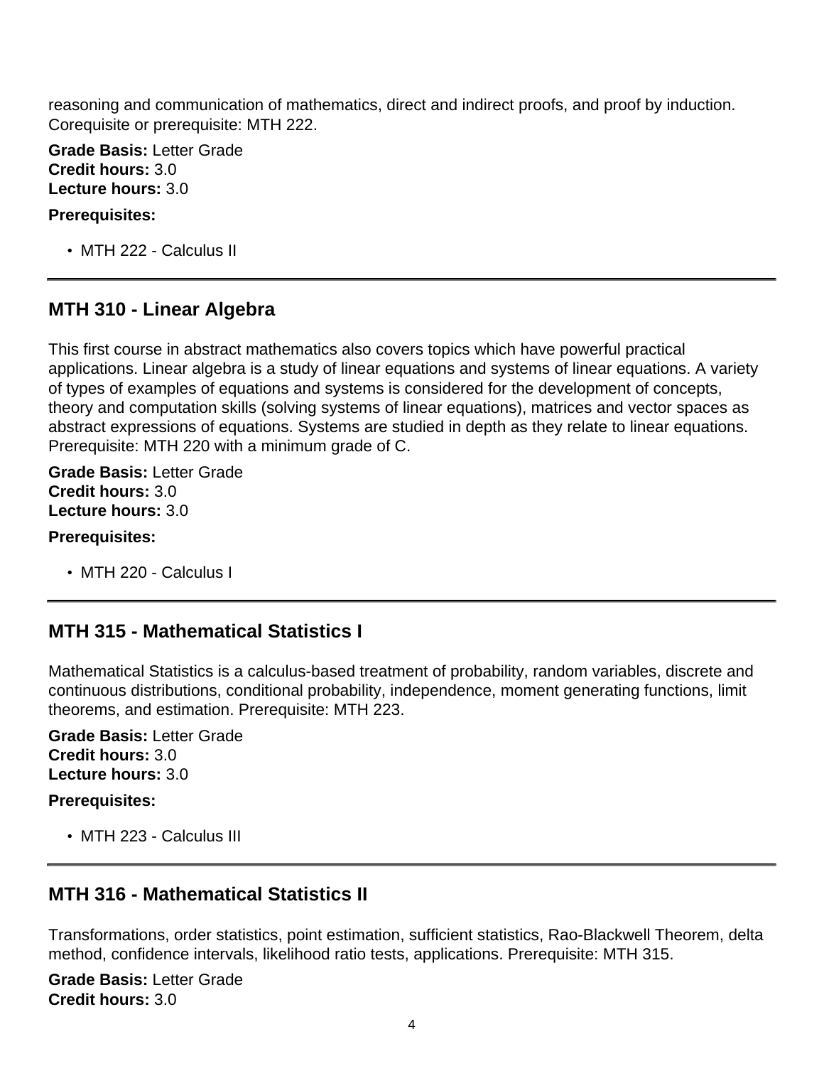reasoning and communication of mathematics, direct and indirect proofs, and proof by induction. Corequisite or prerequisite: MTH 222.

**Grade Basis:** Letter Grade
**Credit hours:** 3.0
**Lecture hours:** 3.0

**Prerequisites:**

- MTH 222 - Calculus II

---

## MTH 310 - Linear Algebra

This first course in abstract mathematics also covers topics which have powerful practical applications. Linear algebra is a study of linear equations and systems of linear equations. A variety of types of examples of equations and systems is considered for the development of concepts, theory and computation skills (solving systems of linear equations), matrices and vector spaces as abstract expressions of equations. Systems are studied in depth as they relate to linear equations. Prerequisite: MTH 220 with a minimum grade of C.

**Grade Basis:** Letter Grade
**Credit hours:** 3.0
**Lecture hours:** 3.0

**Prerequisites:**

- MTH 220 - Calculus I

---

## MTH 315 - Mathematical Statistics I

Mathematical Statistics is a calculus-based treatment of probability, random variables, discrete and continuous distributions, conditional probability, independence, moment generating functions, limit theorems, and estimation. Prerequisite: MTH 223.

**Grade Basis:** Letter Grade
**Credit hours:** 3.0
**Lecture hours:** 3.0

**Prerequisites:**

- MTH 223 - Calculus III

---

## MTH 316 - Mathematical Statistics II

Transformations, order statistics, point estimation, sufficient statistics, Rao-Blackwell Theorem, delta method, confidence intervals, likelihood ratio tests, applications. Prerequisite: MTH 315.

**Grade Basis:** Letter Grade
**Credit hours:** 3.0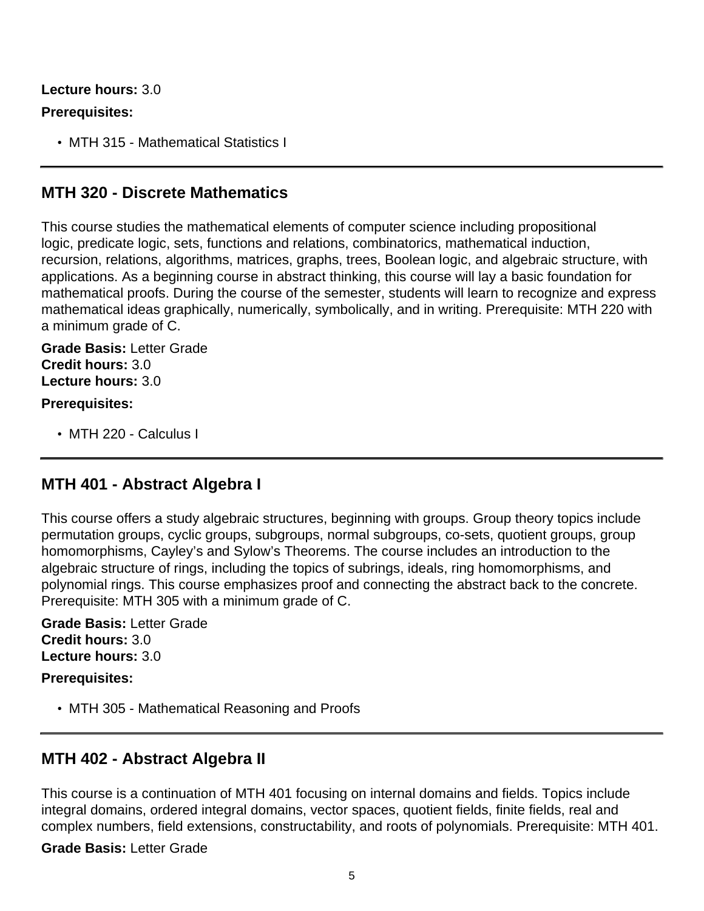**Lecture hours:** 3.0

**Prerequisites:**

- MTH 315 - Mathematical Statistics I

---

## MTH 320 - Discrete Mathematics

This course studies the mathematical elements of computer science including propositional logic, predicate logic, sets, functions and relations, combinatorics, mathematical induction, recursion, relations, algorithms, matrices, graphs, trees, Boolean logic, and algebraic structure, with applications. As a beginning course in abstract thinking, this course will lay a basic foundation for mathematical proofs. During the course of the semester, students will learn to recognize and express mathematical ideas graphically, numerically, symbolically, and in writing. Prerequisite: MTH 220 with a minimum grade of C.

**Grade Basis:** Letter Grade
**Credit hours:** 3.0
**Lecture hours:** 3.0

**Prerequisites:**

- MTH 220 - Calculus I

---

## MTH 401 - Abstract Algebra I

This course offers a study algebraic structures, beginning with groups. Group theory topics include permutation groups, cyclic groups, subgroups, normal subgroups, co-sets, quotient groups, group homomorphisms, Cayley's and Sylow's Theorems. The course includes an introduction to the algebraic structure of rings, including the topics of subrings, ideals, ring homomorphisms, and polynomial rings. This course emphasizes proof and connecting the abstract back to the concrete. Prerequisite: MTH 305 with a minimum grade of C.

**Grade Basis:** Letter Grade
**Credit hours:** 3.0
**Lecture hours:** 3.0

**Prerequisites:**

- MTH 305 - Mathematical Reasoning and Proofs

---

## MTH 402 - Abstract Algebra II

This course is a continuation of MTH 401 focusing on internal domains and fields. Topics include integral domains, ordered integral domains, vector spaces, quotient fields, finite fields, real and complex numbers, field extensions, constructability, and roots of polynomials. Prerequisite: MTH 401.

**Grade Basis:** Letter Grade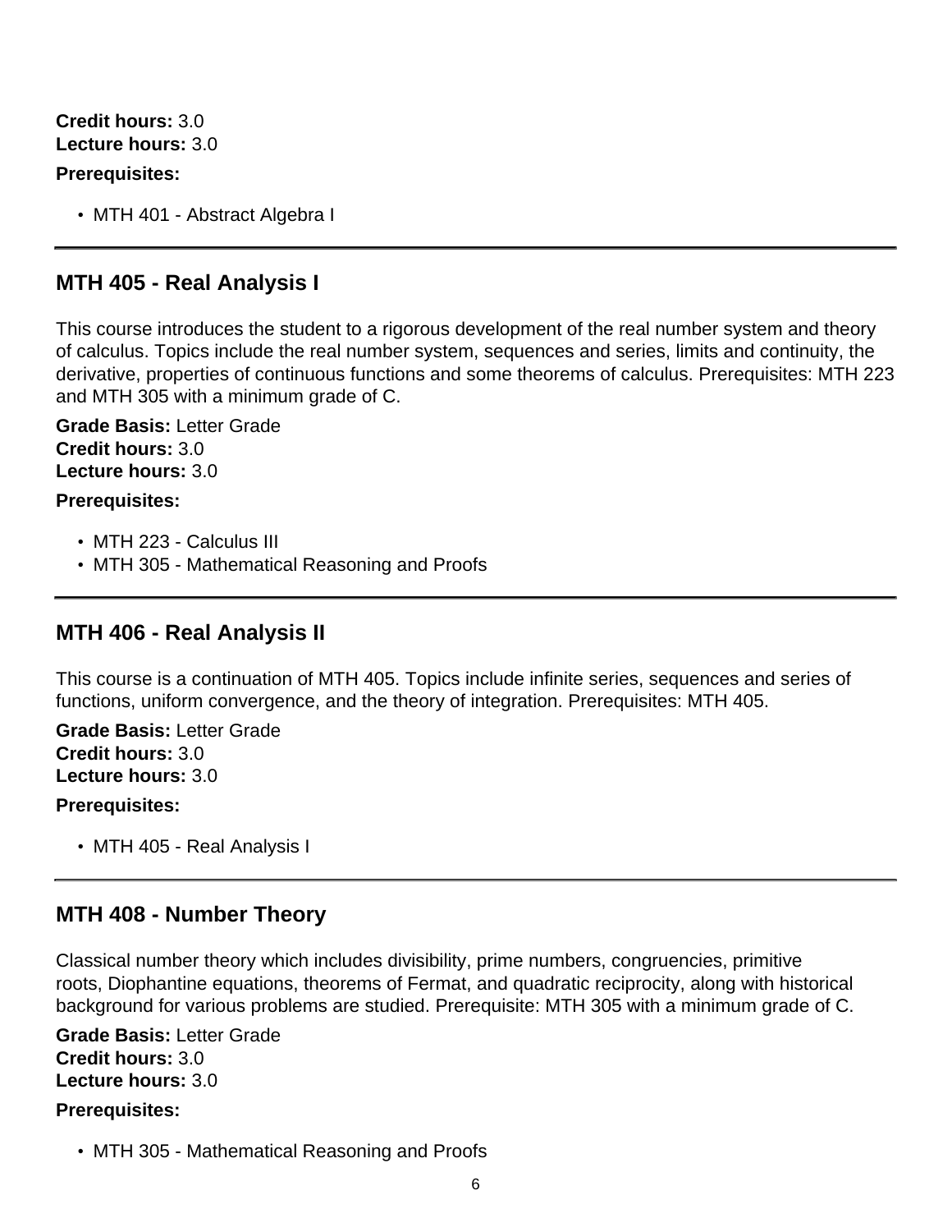**Credit hours:** 3.0
**Lecture hours:** 3.0

**Prerequisites:**

- MTH 401 - Abstract Algebra I

---

## MTH 405 - Real Analysis I

This course introduces the student to a rigorous development of the real number system and theory of calculus. Topics include the real number system, sequences and series, limits and continuity, the derivative, properties of continuous functions and some theorems of calculus. Prerequisites: MTH 223 and MTH 305 with a minimum grade of C.

**Grade Basis:** Letter Grade
**Credit hours:** 3.0
**Lecture hours:** 3.0

**Prerequisites:**

- MTH 223 - Calculus III
- MTH 305 - Mathematical Reasoning and Proofs

---

## MTH 406 - Real Analysis II

This course is a continuation of MTH 405. Topics include infinite series, sequences and series of functions, uniform convergence, and the theory of integration. Prerequisites: MTH 405.

**Grade Basis:** Letter Grade
**Credit hours:** 3.0
**Lecture hours:** 3.0

**Prerequisites:**

- MTH 405 - Real Analysis I

---

## MTH 408 - Number Theory

Classical number theory which includes divisibility, prime numbers, congruencies, primitive roots, Diophantine equations, theorems of Fermat, and quadratic reciprocity, along with historical background for various problems are studied. Prerequisite: MTH 305 with a minimum grade of C.

**Grade Basis:** Letter Grade
**Credit hours:** 3.0
**Lecture hours:** 3.0

**Prerequisites:**

- MTH 305 - Mathematical Reasoning and Proofs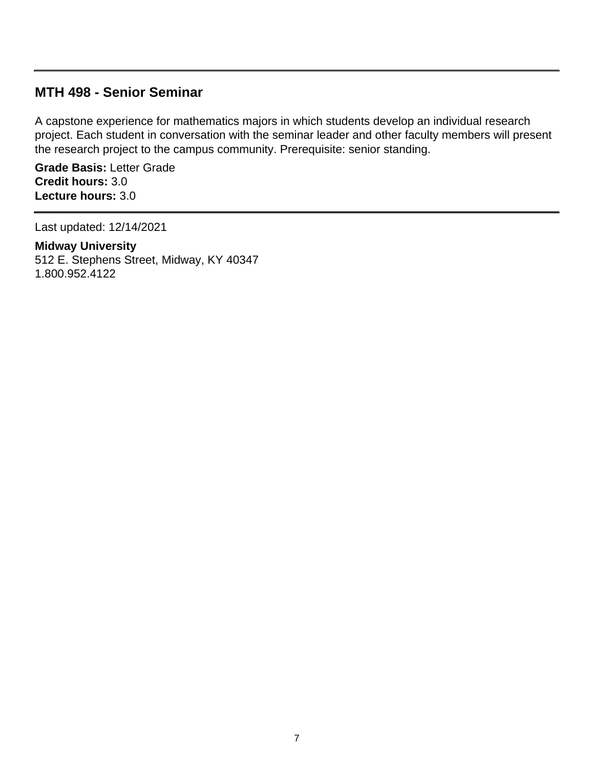## MTH 498 - Senior Seminar

A capstone experience for mathematics majors in which students develop an individual research project. Each student in conversation with the seminar leader and other faculty members will present the research project to the campus community. Prerequisite: senior standing.

**Grade Basis:** Letter Grade
**Credit hours:** 3.0
**Lecture hours:** 3.0

---

Last updated: 12/14/2021

**Midway University**
512 E. Stephens Street, Midway, KY 40347
1.800.952.4122